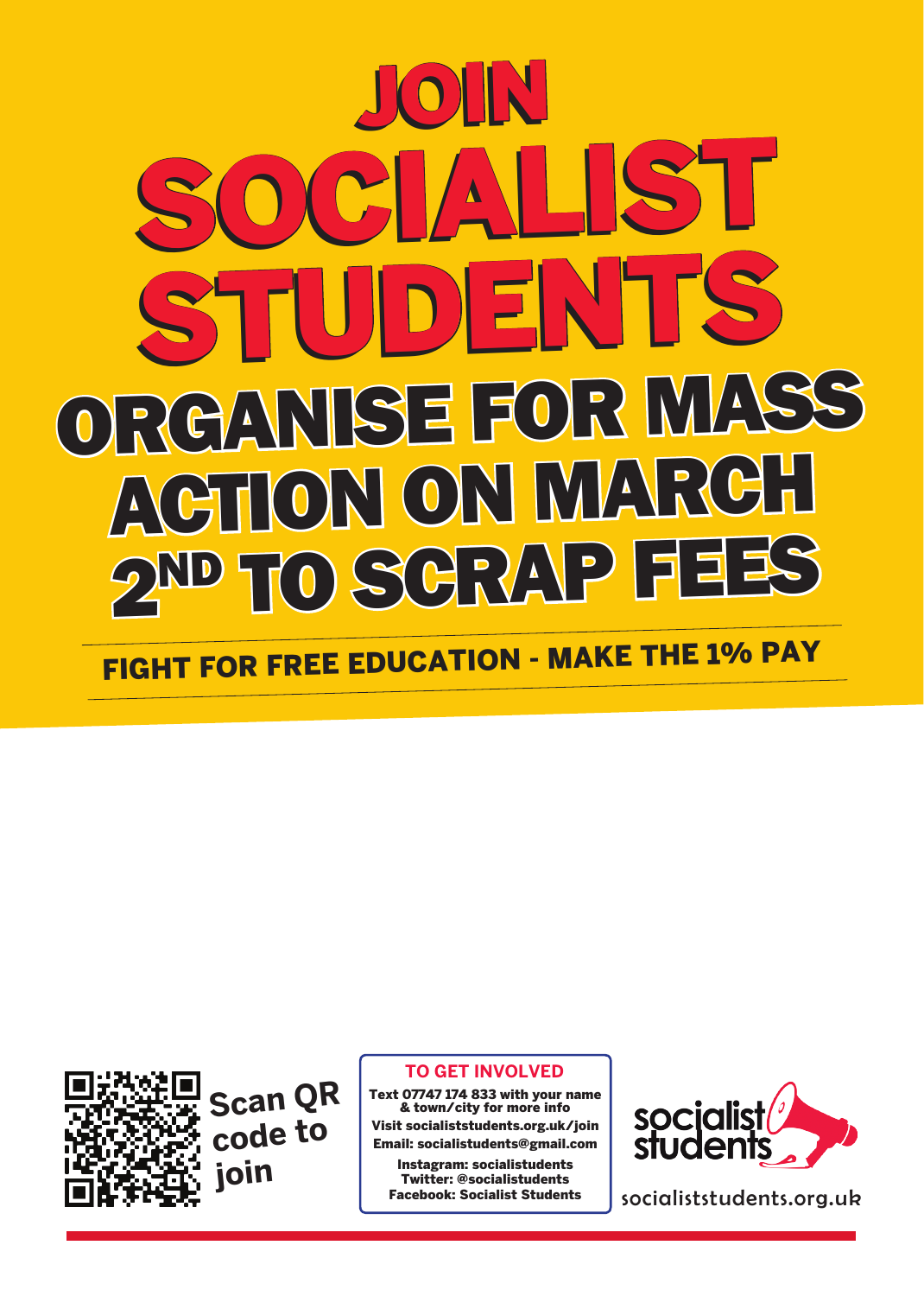# JOIN SOCIALIST STUDENTS

## ORGANISE FOR MASS ACTION ON MARCH 2ND TO SCRAP FEES

**FIGHT FOR FREE EDUCATION - MAKE THE 1% PAY**

**Scan QR code to join**

**TO GET INVOLVED**

Text 07747 174 833 with your name & town/city for more info
Visit socialiststudents.org.uk/join
Email: socialiststudents@gmail.com
Instagram: socialistudents
Twitter: @socialistudents
Facebook: Socialist Students

socialist students

socialiststudents.org.uk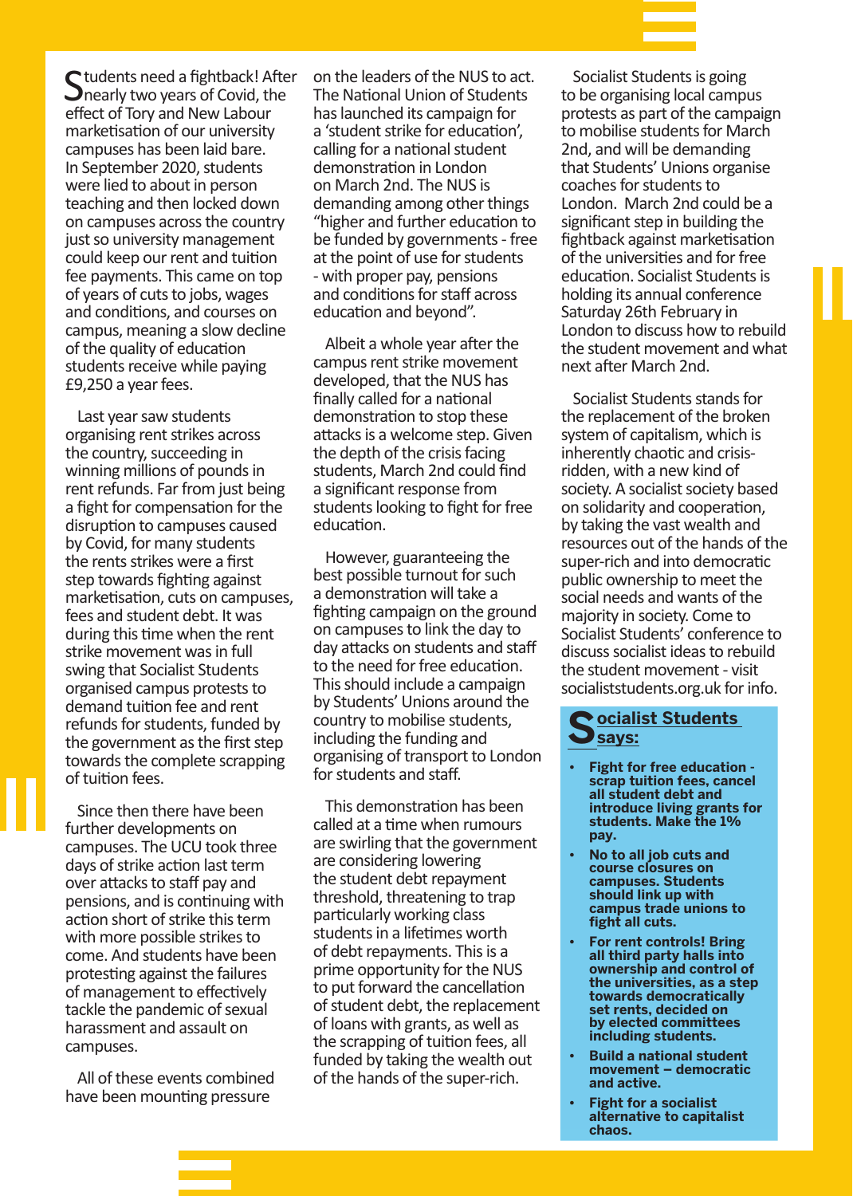Students need a fightback! After nearly two years of Covid, the effect of Tory and New Labour marketisation of our university campuses has been laid bare. In September 2020, students were lied to about in person teaching and then locked down on campuses across the country just so university management could keep our rent and tuition fee payments. This came on top of years of cuts to jobs, wages and conditions, and courses on campus, meaning a slow decline of the quality of education students receive while paying £9,250 a year fees.

Last year saw students organising rent strikes across the country, succeeding in winning millions of pounds in rent refunds. Far from just being a fight for compensation for the disruption to campuses caused by Covid, for many students the rents strikes were a first step towards fighting against marketisation, cuts on campuses, fees and student debt. It was during this time when the rent strike movement was in full swing that Socialist Students organised campus protests to demand tuition fee and rent refunds for students, funded by the government as the first step towards the complete scrapping of tuition fees.

Since then there have been further developments on campuses. The UCU took three days of strike action last term over attacks to staff pay and pensions, and is continuing with action short of strike this term with more possible strikes to come. And students have been protesting against the failures of management to effectively tackle the pandemic of sexual harassment and assault on campuses.

All of these events combined have been mounting pressure on the leaders of the NUS to act. The National Union of Students has launched its campaign for a 'student strike for education', calling for a national student demonstration in London on March 2nd. The NUS is demanding among other things "higher and further education to be funded by governments - free at the point of use for students - with proper pay, pensions and conditions for staff across education and beyond".

Albeit a whole year after the campus rent strike movement developed, that the NUS has finally called for a national demonstration to stop these attacks is a welcome step. Given the depth of the crisis facing students, March 2nd could find a significant response from students looking to fight for free education.

However, guaranteeing the best possible turnout for such a demonstration will take a fighting campaign on the ground on campuses to link the day to day attacks on students and staff to the need for free education. This should include a campaign by Students' Unions around the country to mobilise students, including the funding and organising of transport to London for students and staff.

This demonstration has been called at a time when rumours are swirling that the government are considering lowering the student debt repayment threshold, threatening to trap particularly working class students in a lifetimes worth of debt repayments. This is a prime opportunity for the NUS to put forward the cancellation of student debt, the replacement of loans with grants, as well as the scrapping of tuition fees, all funded by taking the wealth out of the hands of the super-rich.

Socialist Students is going to be organising local campus protests as part of the campaign to mobilise students for March 2nd, and will be demanding that Students' Unions organise coaches for students to London. March 2nd could be a significant step in building the fightback against marketisation of the universities and for free education. Socialist Students is holding its annual conference Saturday 26th February in London to discuss how to rebuild the student movement and what next after March 2nd.

Socialist Students stands for the replacement of the broken system of capitalism, which is inherently chaotic and crisis-ridden, with a new kind of society. A socialist society based on solidarity and cooperation, by taking the vast wealth and resources out of the hands of the super-rich and into democratic public ownership to meet the social needs and wants of the majority in society. Come to Socialist Students' conference to discuss socialist ideas to rebuild the student movement - visit socialiststudents.org.uk for info.

## Socialist Students says:

- **Fight for free education - scrap tuition fees, cancel all student debt and introduce living grants for students. Make the 1% pay.**
- **No to all job cuts and course closures on campuses. Students should link up with campus trade unions to fight all cuts.**
- **For rent controls! Bring all third party halls into ownership and control of the universities, as a step towards democratically set rents, decided on by elected committees including students.**
- **Build a national student movement – democratic and active.**
- **Fight for a socialist alternative to capitalist chaos.**